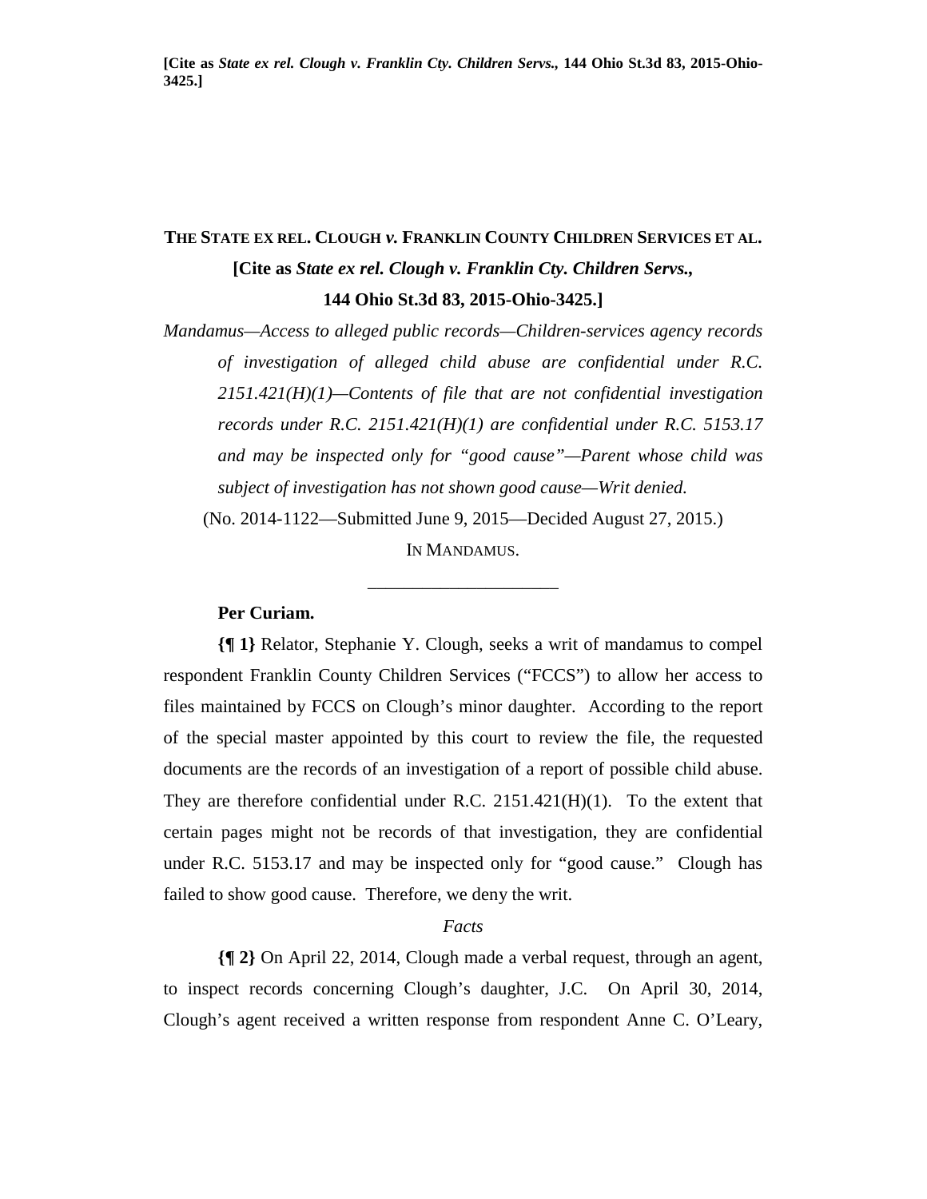[Cite as *State ex rel. Clough v. Franklin Cty. Children Servs.*, 144 Ohio St.3d 83, 2015-Ohio-3425.]

# THE STATE EX REL. CLOUGH *v.* FRANKLIN COUNTY CHILDREN SERVICES ET AL.

**[Cite as *State ex rel. Clough v. Franklin Cty. Children Servs.*, 144 Ohio St.3d 83, 2015-Ohio-3425.]**

*Mandamus—Access to alleged public records—Children-services agency records of investigation of alleged child abuse are confidential under R.C. 2151.421(H)(1)—Contents of file that are not confidential investigation records under R.C. 2151.421(H)(1) are confidential under R.C. 5153.17 and may be inspected only for "good cause"—Parent whose child was subject of investigation has not shown good cause—Writ denied.*

(No. 2014-1122—Submitted June 9, 2015—Decided August 27, 2015.)

IN MANDAMUS.

---

**Per Curiam.**

**{¶ 1}** Relator, Stephanie Y. Clough, seeks a writ of mandamus to compel respondent Franklin County Children Services ("FCCS") to allow her access to files maintained by FCCS on Clough's minor daughter. According to the report of the special master appointed by this court to review the file, the requested documents are the records of an investigation of a report of possible child abuse. They are therefore confidential under R.C. 2151.421(H)(1). To the extent that certain pages might not be records of that investigation, they are confidential under R.C. 5153.17 and may be inspected only for "good cause." Clough has failed to show good cause. Therefore, we deny the writ.

*Facts*

**{¶ 2}** On April 22, 2014, Clough made a verbal request, through an agent, to inspect records concerning Clough's daughter, J.C. On April 30, 2014, Clough's agent received a written response from respondent Anne C. O'Leary,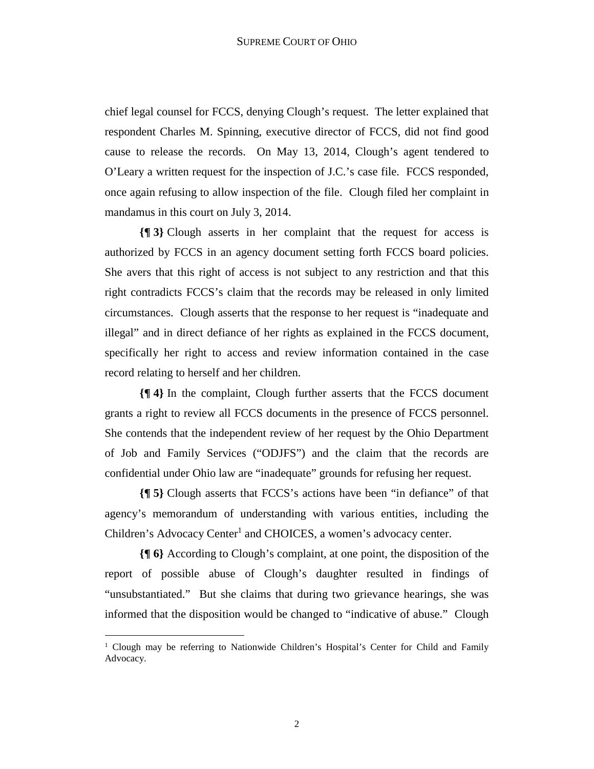chief legal counsel for FCCS, denying Clough's request. The letter explained that respondent Charles M. Spinning, executive director of FCCS, did not find good cause to release the records. On May 13, 2014, Clough's agent tendered to O'Leary a written request for the inspection of J.C.'s case file. FCCS responded, once again refusing to allow inspection of the file. Clough filed her complaint in mandamus in this court on July 3, 2014.

**{¶ 3}** Clough asserts in her complaint that the request for access is authorized by FCCS in an agency document setting forth FCCS board policies. She avers that this right of access is not subject to any restriction and that this right contradicts FCCS's claim that the records may be released in only limited circumstances. Clough asserts that the response to her request is "inadequate and illegal" and in direct defiance of her rights as explained in the FCCS document, specifically her right to access and review information contained in the case record relating to herself and her children.

**{¶ 4}** In the complaint, Clough further asserts that the FCCS document grants a right to review all FCCS documents in the presence of FCCS personnel. She contends that the independent review of her request by the Ohio Department of Job and Family Services ("ODJFS") and the claim that the records are confidential under Ohio law are "inadequate" grounds for refusing her request.

**{¶ 5}** Clough asserts that FCCS's actions have been "in defiance" of that agency's memorandum of understanding with various entities, including the Children's Advocacy Center[1] and CHOICES, a women's advocacy center.

**{¶ 6}** According to Clough's complaint, at one point, the disposition of the report of possible abuse of Clough's daughter resulted in findings of "unsubstantiated." But she claims that during two grievance hearings, she was informed that the disposition would be changed to "indicative of abuse." Clough

---

[1] Clough may be referring to Nationwide Children's Hospital's Center for Child and Family Advocacy.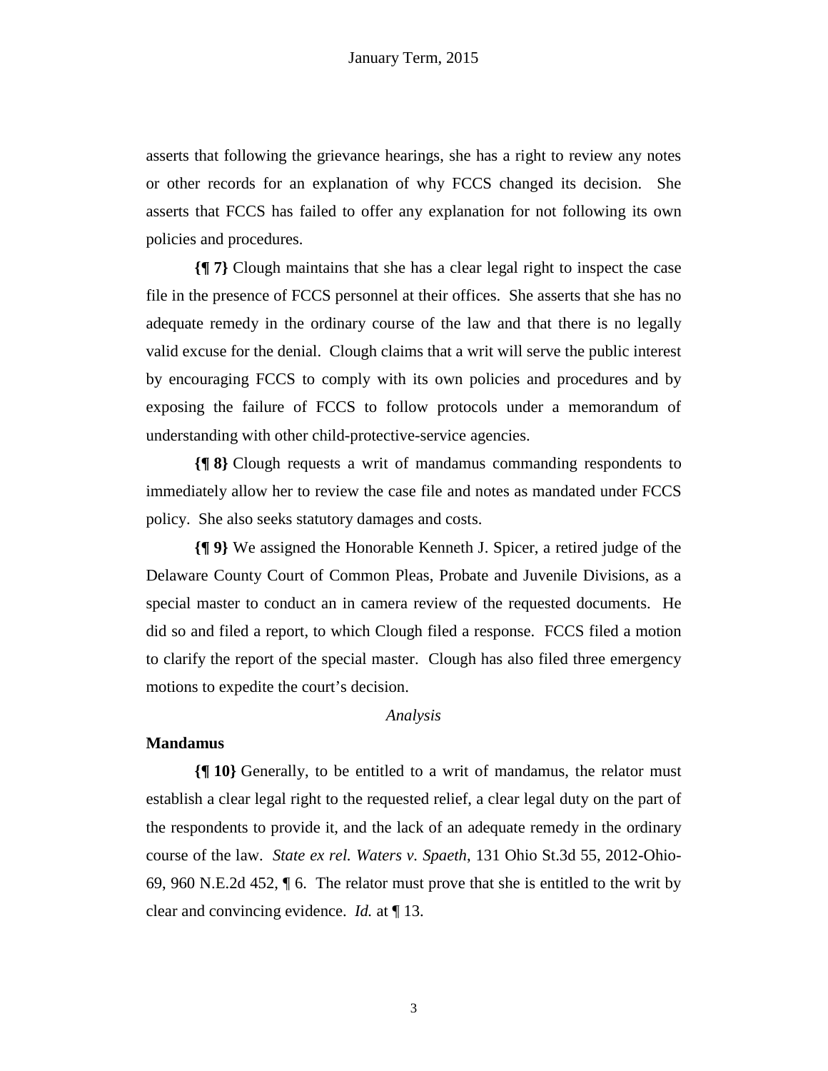asserts that following the grievance hearings, she has a right to review any notes or other records for an explanation of why FCCS changed its decision. She asserts that FCCS has failed to offer any explanation for not following its own policies and procedures.

**{¶ 7}** Clough maintains that she has a clear legal right to inspect the case file in the presence of FCCS personnel at their offices. She asserts that she has no adequate remedy in the ordinary course of the law and that there is no legally valid excuse for the denial. Clough claims that a writ will serve the public interest by encouraging FCCS to comply with its own policies and procedures and by exposing the failure of FCCS to follow protocols under a memorandum of understanding with other child-protective-service agencies.

**{¶ 8}** Clough requests a writ of mandamus commanding respondents to immediately allow her to review the case file and notes as mandated under FCCS policy. She also seeks statutory damages and costs.

**{¶ 9}** We assigned the Honorable Kenneth J. Spicer, a retired judge of the Delaware County Court of Common Pleas, Probate and Juvenile Divisions, as a special master to conduct an in camera review of the requested documents. He did so and filed a report, to which Clough filed a response. FCCS filed a motion to clarify the report of the special master. Clough has also filed three emergency motions to expedite the court's decision.

*Analysis*

**Mandamus**

**{¶ 10}** Generally, to be entitled to a writ of mandamus, the relator must establish a clear legal right to the requested relief, a clear legal duty on the part of the respondents to provide it, and the lack of an adequate remedy in the ordinary course of the law. *State ex rel. Waters v. Spaeth*, 131 Ohio St.3d 55, 2012-Ohio-69, 960 N.E.2d 452, ¶ 6. The relator must prove that she is entitled to the writ by clear and convincing evidence. *Id.* at ¶ 13.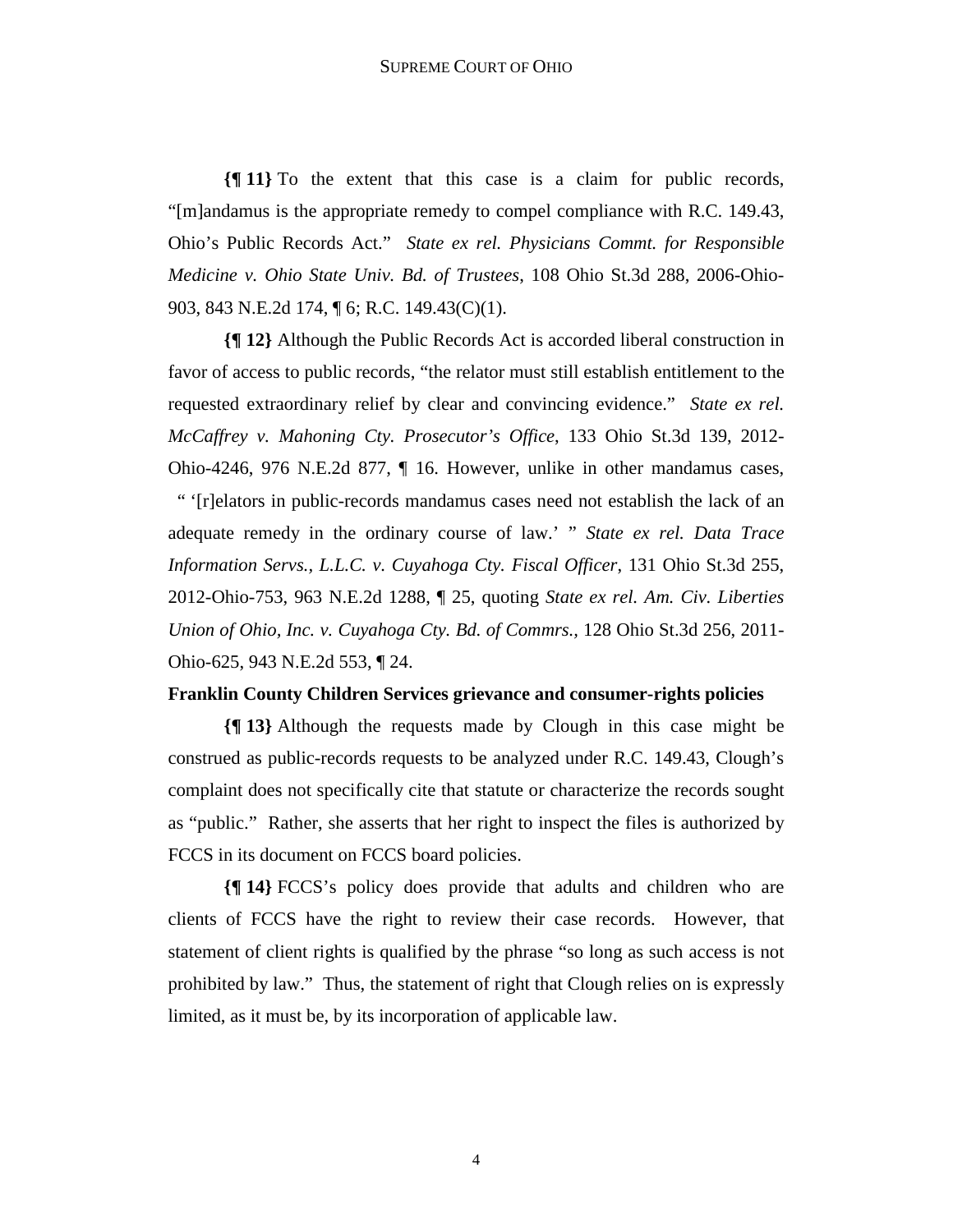**{¶ 11}** To the extent that this case is a claim for public records, "[m]andamus is the appropriate remedy to compel compliance with R.C. 149.43, Ohio's Public Records Act." *State ex rel. Physicians Commt. for Responsible Medicine v. Ohio State Univ. Bd. of Trustees*, 108 Ohio St.3d 288, 2006-Ohio-903, 843 N.E.2d 174, ¶ 6; R.C. 149.43(C)(1).

**{¶ 12}** Although the Public Records Act is accorded liberal construction in favor of access to public records, "the relator must still establish entitlement to the requested extraordinary relief by clear and convincing evidence." *State ex rel. McCaffrey v. Mahoning Cty. Prosecutor's Office*, 133 Ohio St.3d 139, 2012-Ohio-4246, 976 N.E.2d 877, ¶ 16. However, unlike in other mandamus cases, " '[r]elators in public-records mandamus cases need not establish the lack of an adequate remedy in the ordinary course of law.' " *State ex rel. Data Trace Information Servs., L.L.C. v. Cuyahoga Cty. Fiscal Officer*, 131 Ohio St.3d 255, 2012-Ohio-753, 963 N.E.2d 1288, ¶ 25, quoting *State ex rel. Am. Civ. Liberties Union of Ohio, Inc. v. Cuyahoga Cty. Bd. of Commrs.*, 128 Ohio St.3d 256, 2011-Ohio-625, 943 N.E.2d 553, ¶ 24.

**Franklin County Children Services grievance and consumer-rights policies**

**{¶ 13}** Although the requests made by Clough in this case might be construed as public-records requests to be analyzed under R.C. 149.43, Clough's complaint does not specifically cite that statute or characterize the records sought as "public." Rather, she asserts that her right to inspect the files is authorized by FCCS in its document on FCCS board policies.

**{¶ 14}** FCCS's policy does provide that adults and children who are clients of FCCS have the right to review their case records. However, that statement of client rights is qualified by the phrase "so long as such access is not prohibited by law." Thus, the statement of right that Clough relies on is expressly limited, as it must be, by its incorporation of applicable law.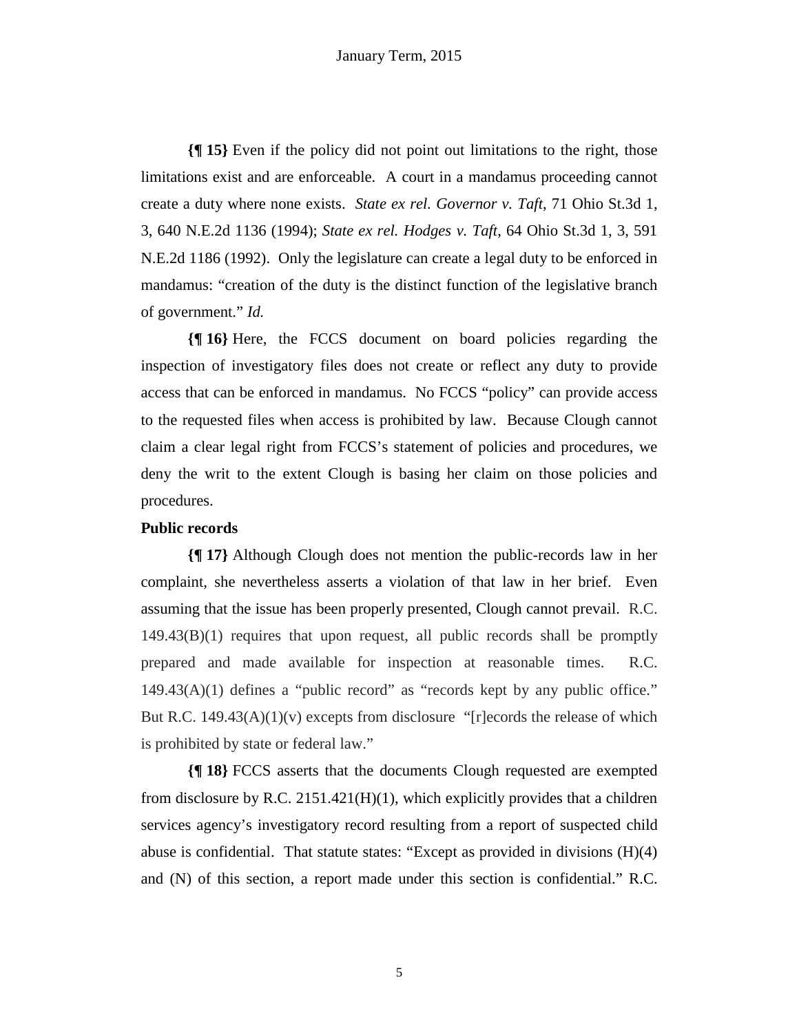**{¶ 15}** Even if the policy did not point out limitations to the right, those limitations exist and are enforceable. A court in a mandamus proceeding cannot create a duty where none exists. *State ex rel. Governor v. Taft*, 71 Ohio St.3d 1, 3, 640 N.E.2d 1136 (1994); *State ex rel. Hodges v. Taft*, 64 Ohio St.3d 1, 3, 591 N.E.2d 1186 (1992). Only the legislature can create a legal duty to be enforced in mandamus: "creation of the duty is the distinct function of the legislative branch of government." *Id.*

**{¶ 16}** Here, the FCCS document on board policies regarding the inspection of investigatory files does not create or reflect any duty to provide access that can be enforced in mandamus. No FCCS "policy" can provide access to the requested files when access is prohibited by law. Because Clough cannot claim a clear legal right from FCCS's statement of policies and procedures, we deny the writ to the extent Clough is basing her claim on those policies and procedures.

**Public records**

**{¶ 17}** Although Clough does not mention the public-records law in her complaint, she nevertheless asserts a violation of that law in her brief. Even assuming that the issue has been properly presented, Clough cannot prevail. R.C. 149.43(B)(1) requires that upon request, all public records shall be promptly prepared and made available for inspection at reasonable times. R.C. 149.43(A)(1) defines a "public record" as "records kept by any public office." But R.C. 149.43(A)(1)(v) excepts from disclosure "[r]ecords the release of which is prohibited by state or federal law."

**{¶ 18}** FCCS asserts that the documents Clough requested are exempted from disclosure by R.C. 2151.421(H)(1), which explicitly provides that a children services agency's investigatory record resulting from a report of suspected child abuse is confidential. That statute states: "Except as provided in divisions (H)(4) and (N) of this section, a report made under this section is confidential." R.C.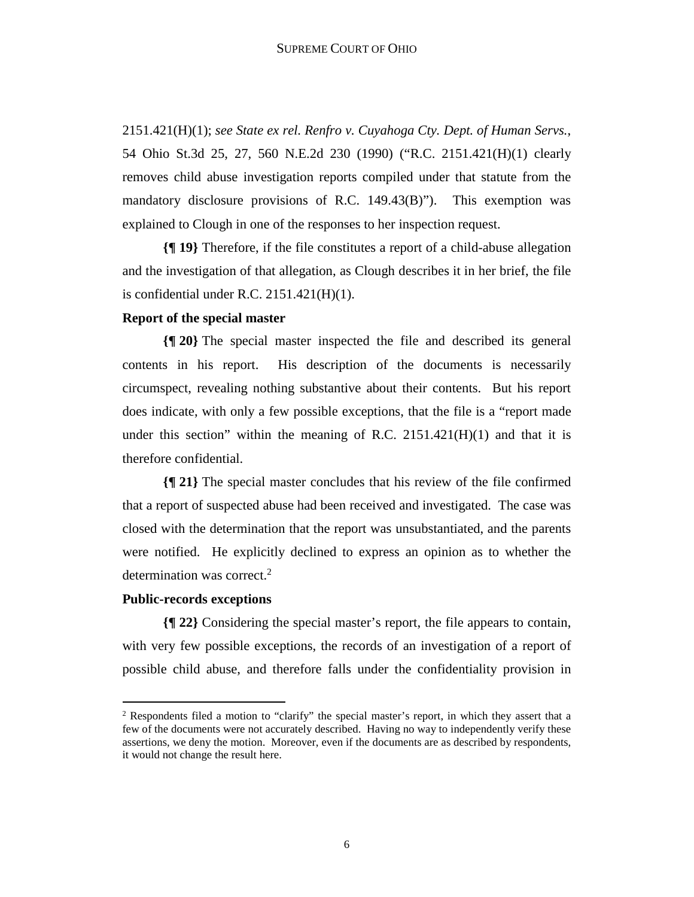2151.421(H)(1); *see State ex rel. Renfro v. Cuyahoga Cty. Dept. of Human Servs.*, 54 Ohio St.3d 25, 27, 560 N.E.2d 230 (1990) ("R.C. 2151.421(H)(1) clearly removes child abuse investigation reports compiled under that statute from the mandatory disclosure provisions of R.C. 149.43(B)"). This exemption was explained to Clough in one of the responses to her inspection request.

**{¶ 19}** Therefore, if the file constitutes a report of a child-abuse allegation and the investigation of that allegation, as Clough describes it in her brief, the file is confidential under R.C. 2151.421(H)(1).

**Report of the special master**

**{¶ 20}** The special master inspected the file and described its general contents in his report. His description of the documents is necessarily circumspect, revealing nothing substantive about their contents. But his report does indicate, with only a few possible exceptions, that the file is a "report made under this section" within the meaning of R.C. 2151.421(H)(1) and that it is therefore confidential.

**{¶ 21}** The special master concludes that his review of the file confirmed that a report of suspected abuse had been received and investigated. The case was closed with the determination that the report was unsubstantiated, and the parents were notified. He explicitly declined to express an opinion as to whether the determination was correct.[2]

**Public-records exceptions**

**{¶ 22}** Considering the special master's report, the file appears to contain, with very few possible exceptions, the records of an investigation of a report of possible child abuse, and therefore falls under the confidentiality provision in

[2] Respondents filed a motion to "clarify" the special master's report, in which they assert that a few of the documents were not accurately described. Having no way to independently verify these assertions, we deny the motion. Moreover, even if the documents are as described by respondents, it would not change the result here.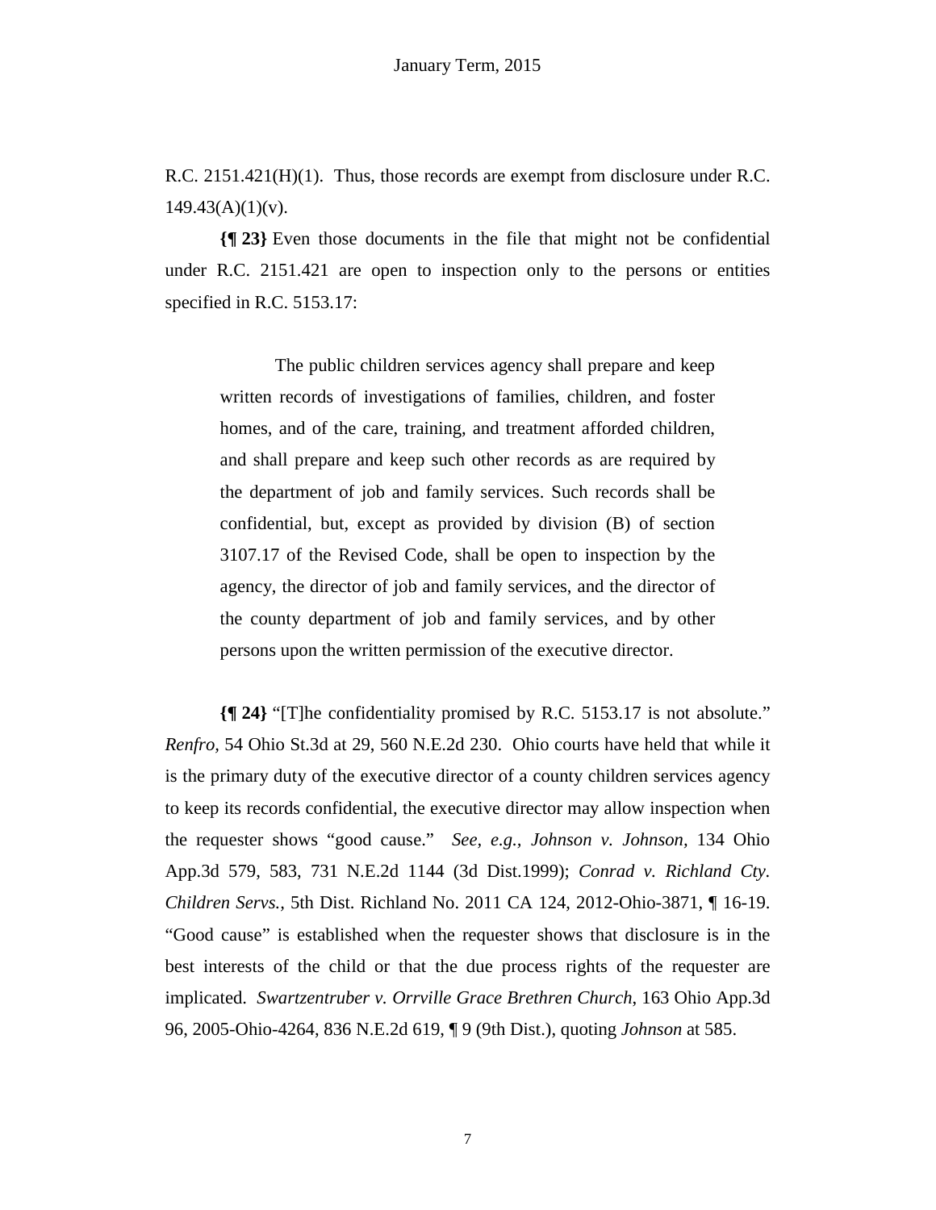R.C. 2151.421(H)(1). Thus, those records are exempt from disclosure under R.C. 149.43(A)(1)(v).

**{¶ 23}** Even those documents in the file that might not be confidential under R.C. 2151.421 are open to inspection only to the persons or entities specified in R.C. 5153.17:

> The public children services agency shall prepare and keep written records of investigations of families, children, and foster homes, and of the care, training, and treatment afforded children, and shall prepare and keep such other records as are required by the department of job and family services. Such records shall be confidential, but, except as provided by division (B) of section 3107.17 of the Revised Code, shall be open to inspection by the agency, the director of job and family services, and the director of the county department of job and family services, and by other persons upon the written permission of the executive director.

**{¶ 24}** "[T]he confidentiality promised by R.C. 5153.17 is not absolute." *Renfro,* 54 Ohio St.3d at 29, 560 N.E.2d 230. Ohio courts have held that while it is the primary duty of the executive director of a county children services agency to keep its records confidential, the executive director may allow inspection when the requester shows "good cause." *See, e.g., Johnson v. Johnson,* 134 Ohio App.3d 579, 583, 731 N.E.2d 1144 (3d Dist.1999); *Conrad v. Richland Cty. Children Servs.,* 5th Dist. Richland No. 2011 CA 124, 2012-Ohio-3871, ¶ 16-19. "Good cause" is established when the requester shows that disclosure is in the best interests of the child or that the due process rights of the requester are implicated. *Swartzentruber v. Orrville Grace Brethren Church*, 163 Ohio App.3d 96, 2005-Ohio-4264, 836 N.E.2d 619, ¶ 9 (9th Dist.), quoting *Johnson* at 585.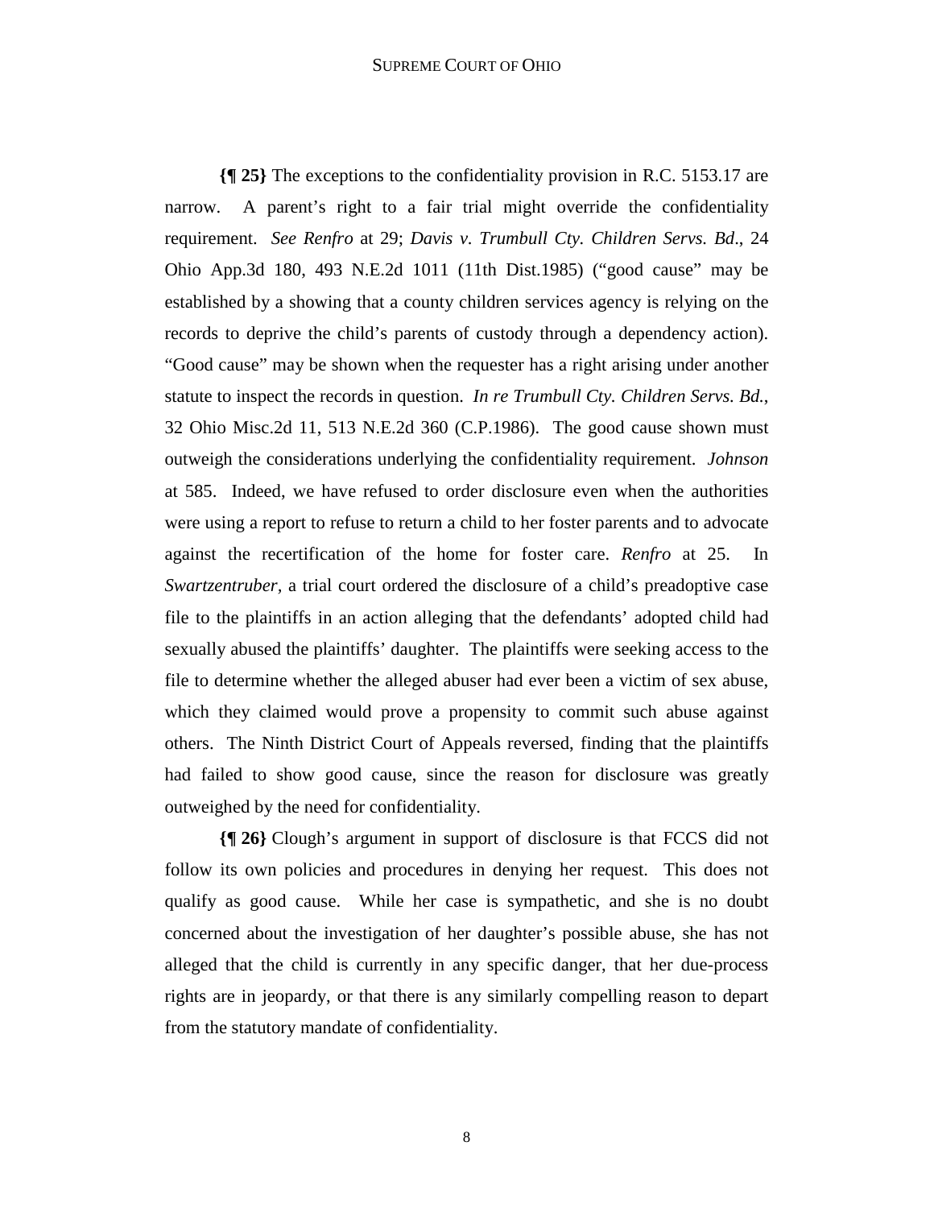**{¶ 25}** The exceptions to the confidentiality provision in R.C. 5153.17 are narrow. A parent's right to a fair trial might override the confidentiality requirement. *See Renfro* at 29; *Davis v. Trumbull Cty. Children Servs. Bd*., 24 Ohio App.3d 180, 493 N.E.2d 1011 (11th Dist.1985) ("good cause" may be established by a showing that a county children services agency is relying on the records to deprive the child's parents of custody through a dependency action). "Good cause" may be shown when the requester has a right arising under another statute to inspect the records in question. *In re Trumbull Cty. Children Servs. Bd.*, 32 Ohio Misc.2d 11, 513 N.E.2d 360 (C.P.1986). The good cause shown must outweigh the considerations underlying the confidentiality requirement. *Johnson* at 585. Indeed, we have refused to order disclosure even when the authorities were using a report to refuse to return a child to her foster parents and to advocate against the recertification of the home for foster care. *Renfro* at 25. In *Swartzentruber*, a trial court ordered the disclosure of a child's preadoptive case file to the plaintiffs in an action alleging that the defendants' adopted child had sexually abused the plaintiffs' daughter. The plaintiffs were seeking access to the file to determine whether the alleged abuser had ever been a victim of sex abuse, which they claimed would prove a propensity to commit such abuse against others. The Ninth District Court of Appeals reversed, finding that the plaintiffs had failed to show good cause, since the reason for disclosure was greatly outweighed by the need for confidentiality.

**{¶ 26}** Clough's argument in support of disclosure is that FCCS did not follow its own policies and procedures in denying her request. This does not qualify as good cause. While her case is sympathetic, and she is no doubt concerned about the investigation of her daughter's possible abuse, she has not alleged that the child is currently in any specific danger, that her due-process rights are in jeopardy, or that there is any similarly compelling reason to depart from the statutory mandate of confidentiality.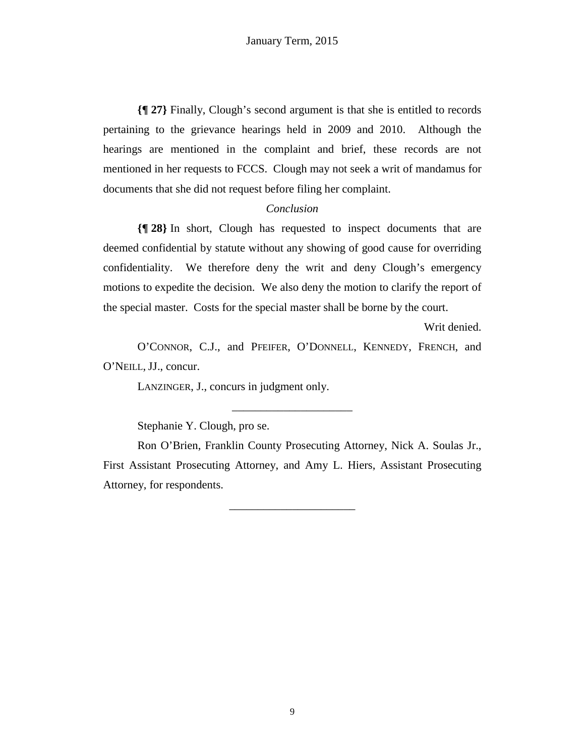**{¶ 27}** Finally, Clough's second argument is that she is entitled to records pertaining to the grievance hearings held in 2009 and 2010. Although the hearings are mentioned in the complaint and brief, these records are not mentioned in her requests to FCCS. Clough may not seek a writ of mandamus for documents that she did not request before filing her complaint.

*Conclusion*

**{¶ 28}** In short, Clough has requested to inspect documents that are deemed confidential by statute without any showing of good cause for overriding confidentiality. We therefore deny the writ and deny Clough's emergency motions to expedite the decision. We also deny the motion to clarify the report of the special master. Costs for the special master shall be borne by the court.

Writ denied.

O'CONNOR, C.J., and PFEIFER, O'DONNELL, KENNEDY, FRENCH, and O'NEILL, JJ., concur.

LANZINGER, J., concurs in judgment only.

---

Stephanie Y. Clough, pro se.

Ron O'Brien, Franklin County Prosecuting Attorney, Nick A. Soulas Jr., First Assistant Prosecuting Attorney, and Amy L. Hiers, Assistant Prosecuting Attorney, for respondents.

---